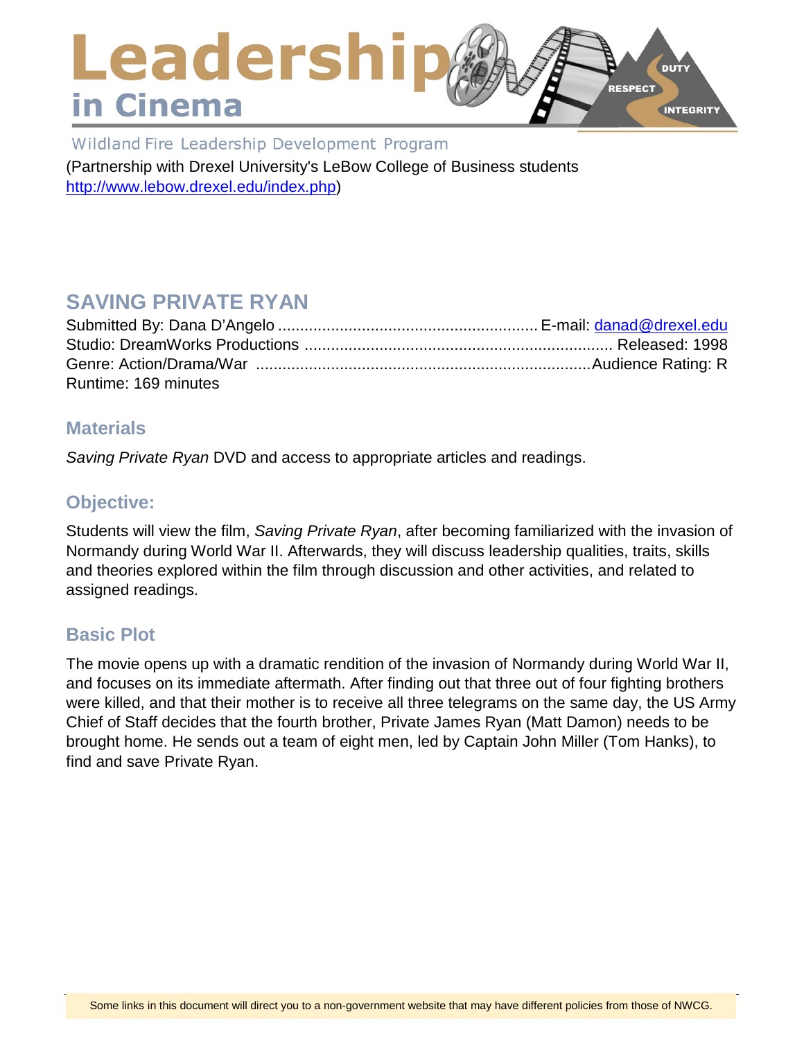# Leadership in Cinema

Wildland Fire Leadership Development Program

(Partnership with Drexel University's LeBow College of Business students http://www.lebow.drexel.edu/index.php)

## SAVING PRIVATE RYAN

Submitted By: Dana D'Angelo ........................................................... E-mail: danad@drexel.edu
Studio: DreamWorks Productions ...................................................................... Released: 1998
Genre: Action/Drama/War ...........................................................................Audience Rating: R
Runtime: 169 minutes

### Materials

*Saving Private Ryan* DVD and access to appropriate articles and readings.

### Objective:

Students will view the film, *Saving Private Ryan*, after becoming familiarized with the invasion of Normandy during World War II. Afterwards, they will discuss leadership qualities, traits, skills and theories explored within the film through discussion and other activities, and related to assigned readings.

### Basic Plot

The movie opens up with a dramatic rendition of the invasion of Normandy during World War II, and focuses on its immediate aftermath. After finding out that three out of four fighting brothers were killed, and that their mother is to receive all three telegrams on the same day, the US Army Chief of Staff decides that the fourth brother, Private James Ryan (Matt Damon) needs to be brought home. He sends out a team of eight men, led by Captain John Miller (Tom Hanks), to find and save Private Ryan.

Some links in this document will direct you to a non-government website that may have different policies from those of NWCG.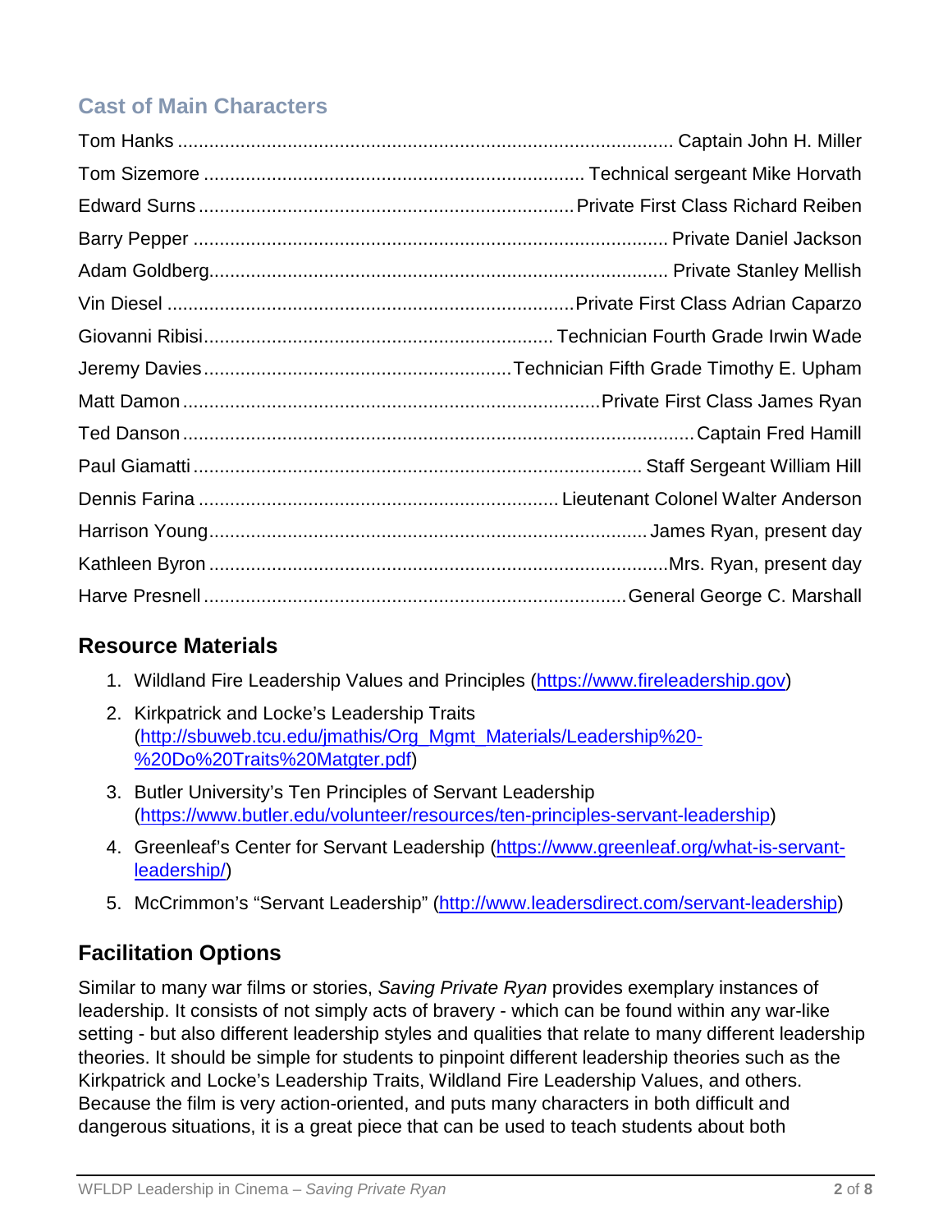## Cast of Main Characters

| Actor | Character |
| --- | --- |
| Tom Hanks | Captain John H. Miller |
| Tom Sizemore | Technical sergeant Mike Horvath |
| Edward Surns | Private First Class Richard Reiben |
| Barry Pepper | Private Daniel Jackson |
| Adam Goldberg | Private Stanley Mellish |
| Vin Diesel | Private First Class Adrian Caparzo |
| Giovanni Ribisi | Technician Fourth Grade Irwin Wade |
| Jeremy Davies | Technician Fifth Grade Timothy E. Upham |
| Matt Damon | Private First Class James Ryan |
| Ted Danson | Captain Fred Hamill |
| Paul Giamatti | Staff Sergeant William Hill |
| Dennis Farina | Lieutenant Colonel Walter Anderson |
| Harrison Young | James Ryan, present day |
| Kathleen Byron | Mrs. Ryan, present day |
| Harve Presnell | General George C. Marshall |

## Resource Materials

1. Wildland Fire Leadership Values and Principles (https://www.fireleadership.gov)
2. Kirkpatrick and Locke's Leadership Traits (http://sbuweb.tcu.edu/jmathis/Org_Mgmt_Materials/Leadership%20-%20Do%20Traits%20Matgter.pdf)
3. Butler University's Ten Principles of Servant Leadership (https://www.butler.edu/volunteer/resources/ten-principles-servant-leadership)
4. Greenleaf's Center for Servant Leadership (https://www.greenleaf.org/what-is-servant-leadership/)
5. McCrimmon's "Servant Leadership" (http://www.leadersdirect.com/servant-leadership)

## Facilitation Options

Similar to many war films or stories, *Saving Private Ryan* provides exemplary instances of leadership. It consists of not simply acts of bravery - which can be found within any war-like setting - but also different leadership styles and qualities that relate to many different leadership theories. It should be simple for students to pinpoint different leadership theories such as the Kirkpatrick and Locke's Leadership Traits, Wildland Fire Leadership Values, and others. Because the film is very action-oriented, and puts many characters in both difficult and dangerous situations, it is a great piece that can be used to teach students about both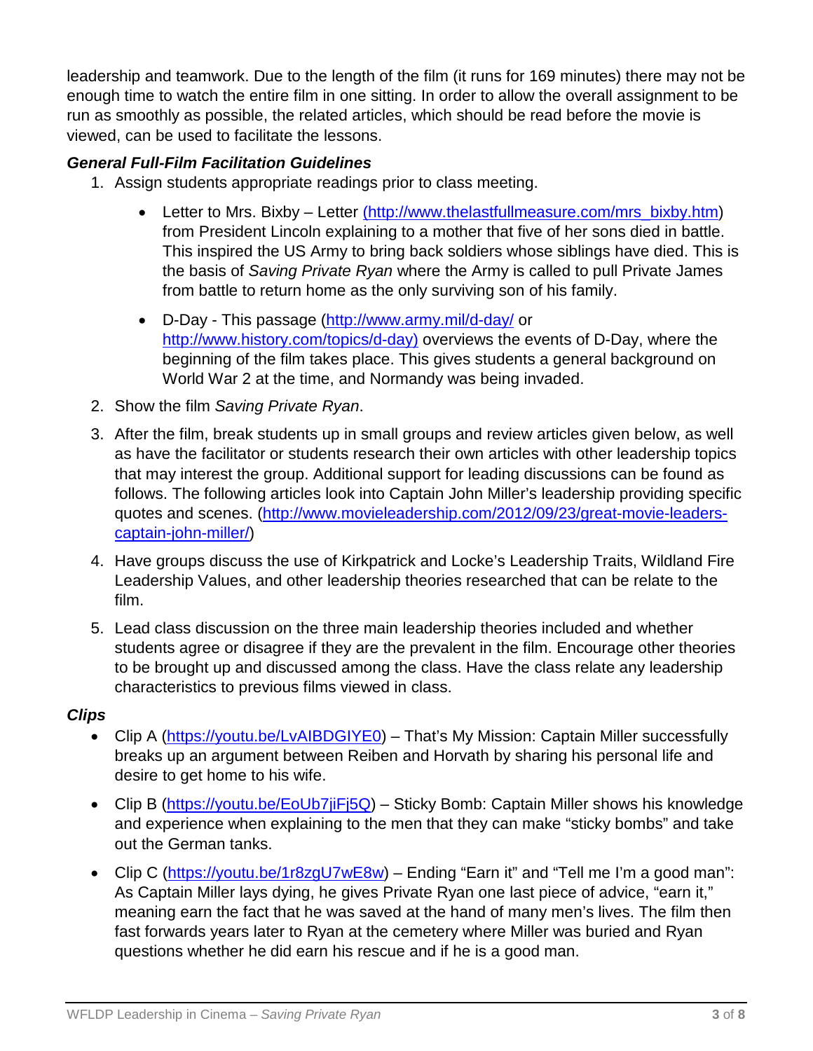leadership and teamwork. Due to the length of the film (it runs for 169 minutes) there may not be enough time to watch the entire film in one sitting. In order to allow the overall assignment to be run as smoothly as possible, the related articles, which should be read before the movie is viewed, can be used to facilitate the lessons.

### *General Full-Film Facilitation Guidelines*

1. Assign students appropriate readings prior to class meeting.
   - Letter to Mrs. Bixby – Letter (http://www.thelastfullmeasure.com/mrs_bixby.htm) from President Lincoln explaining to a mother that five of her sons died in battle. This inspired the US Army to bring back soldiers whose siblings have died. This is the basis of *Saving Private Ryan* where the Army is called to pull Private James from battle to return home as the only surviving son of his family.
   - D-Day - This passage (http://www.army.mil/d-day/ or http://www.history.com/topics/d-day) overviews the events of D-Day, where the beginning of the film takes place. This gives students a general background on World War 2 at the time, and Normandy was being invaded.
2. Show the film *Saving Private Ryan*.
3. After the film, break students up in small groups and review articles given below, as well as have the facilitator or students research their own articles with other leadership topics that may interest the group. Additional support for leading discussions can be found as follows. The following articles look into Captain John Miller's leadership providing specific quotes and scenes. (http://www.movieleadership.com/2012/09/23/great-movie-leaders-captain-john-miller/)
4. Have groups discuss the use of Kirkpatrick and Locke's Leadership Traits, Wildland Fire Leadership Values, and other leadership theories researched that can be relate to the film.
5. Lead class discussion on the three main leadership theories included and whether students agree or disagree if they are the prevalent in the film. Encourage other theories to be brought up and discussed among the class. Have the class relate any leadership characteristics to previous films viewed in class.

### *Clips*

- Clip A (https://youtu.be/LvAIBDGIYE0) – That's My Mission: Captain Miller successfully breaks up an argument between Reiben and Horvath by sharing his personal life and desire to get home to his wife.
- Clip B (https://youtu.be/EoUb7jiFj5Q) – Sticky Bomb: Captain Miller shows his knowledge and experience when explaining to the men that they can make "sticky bombs" and take out the German tanks.
- Clip C (https://youtu.be/1r8zgU7wE8w) – Ending "Earn it" and "Tell me I'm a good man": As Captain Miller lays dying, he gives Private Ryan one last piece of advice, "earn it," meaning earn the fact that he was saved at the hand of many men's lives. The film then fast forwards years later to Ryan at the cemetery where Miller was buried and Ryan questions whether he did earn his rescue and if he is a good man.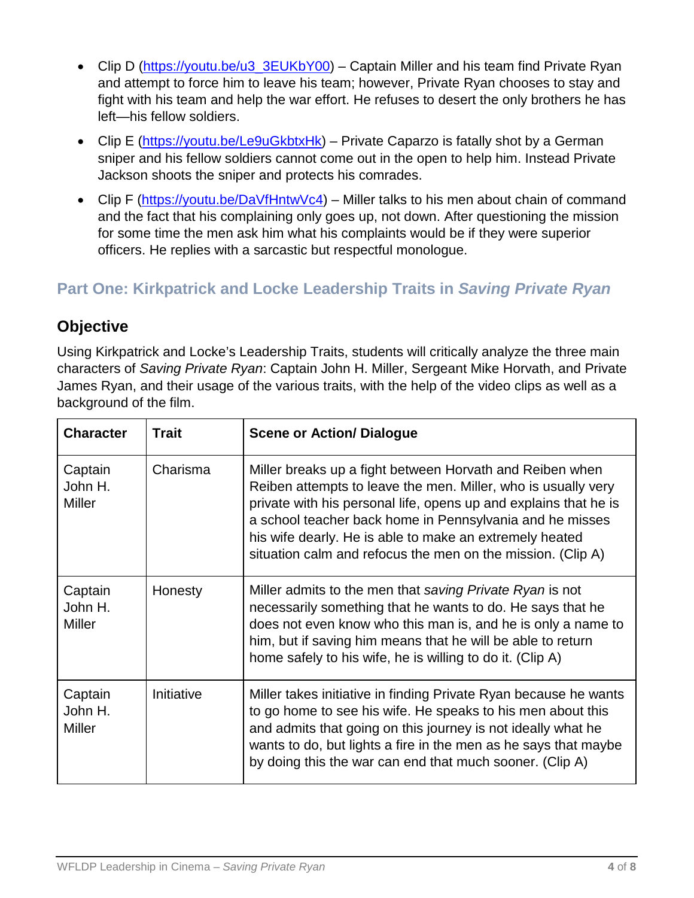- Clip D (https://youtu.be/u3_3EUKbY00) – Captain Miller and his team find Private Ryan and attempt to force him to leave his team; however, Private Ryan chooses to stay and fight with his team and help the war effort. He refuses to desert the only brothers he has left—his fellow soldiers.
- Clip E (https://youtu.be/Le9uGkbtxHk) – Private Caparzo is fatally shot by a German sniper and his fellow soldiers cannot come out in the open to help him. Instead Private Jackson shoots the sniper and protects his comrades.
- Clip F (https://youtu.be/DaVfHntwVc4) – Miller talks to his men about chain of command and the fact that his complaining only goes up, not down. After questioning the mission for some time the men ask him what his complaints would be if they were superior officers. He replies with a sarcastic but respectful monologue.

## Part One: Kirkpatrick and Locke Leadership Traits in *Saving Private Ryan*

### Objective

Using Kirkpatrick and Locke's Leadership Traits, students will critically analyze the three main characters of *Saving Private Ryan*: Captain John H. Miller, Sergeant Mike Horvath, and Private James Ryan, and their usage of the various traits, with the help of the video clips as well as a background of the film.

| Character | Trait | Scene or Action/ Dialogue |
| --- | --- | --- |
| Captain John H. Miller | Charisma | Miller breaks up a fight between Horvath and Reiben when Reiben attempts to leave the men. Miller, who is usually very private with his personal life, opens up and explains that he is a school teacher back home in Pennsylvania and he misses his wife dearly. He is able to make an extremely heated situation calm and refocus the men on the mission. (Clip A) |
| Captain John H. Miller | Honesty | Miller admits to the men that *saving Private Ryan* is not necessarily something that he wants to do. He says that he does not even know who this man is, and he is only a name to him, but if saving him means that he will be able to return home safely to his wife, he is willing to do it. (Clip A) |
| Captain John H. Miller | Initiative | Miller takes initiative in finding Private Ryan because he wants to go home to see his wife. He speaks to his men about this and admits that going on this journey is not ideally what he wants to do, but lights a fire in the men as he says that maybe by doing this the war can end that much sooner. (Clip A) |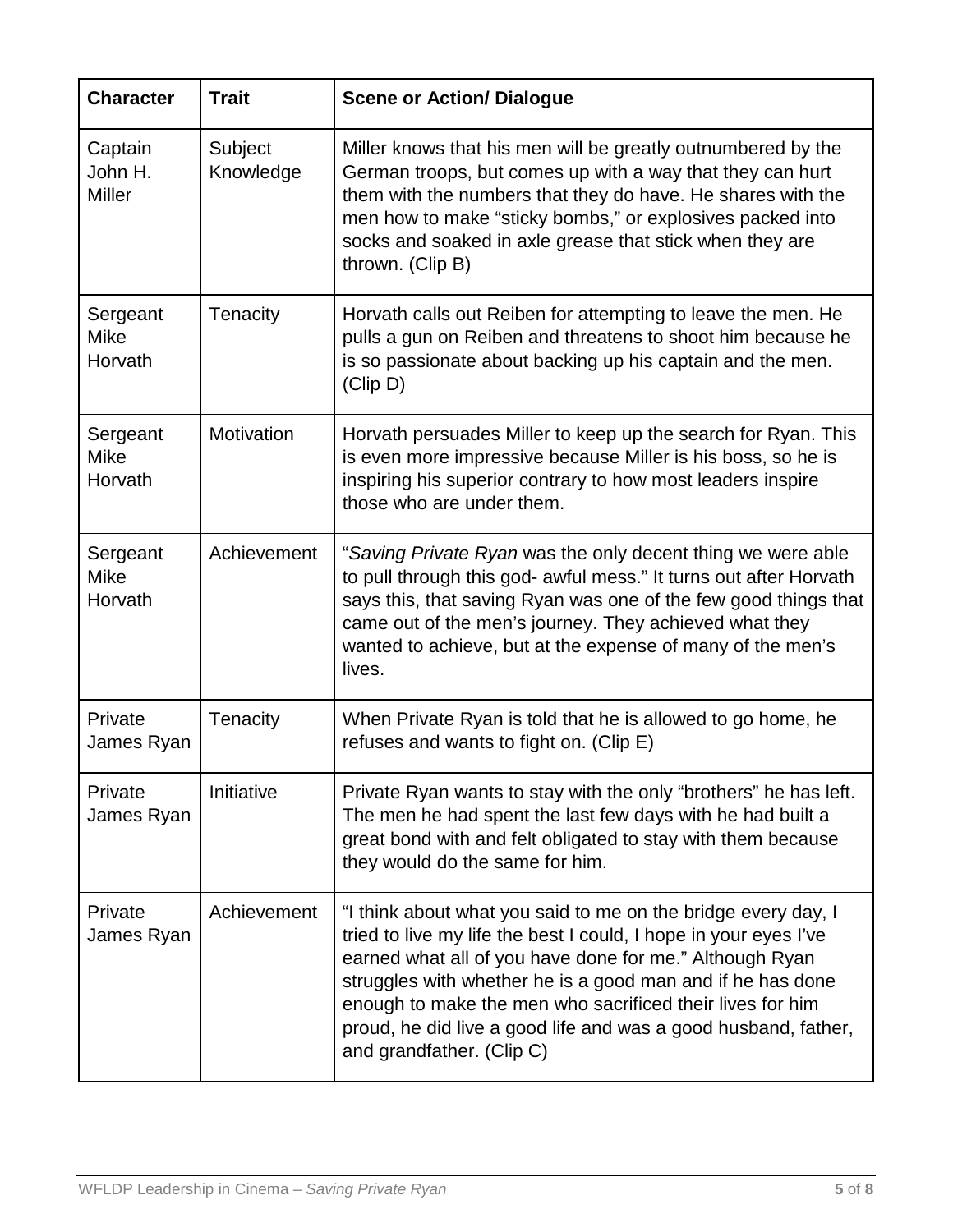| Character | Trait | Scene or Action/ Dialogue |
|---|---|---|
| Captain John H. Miller | Subject Knowledge | Miller knows that his men will be greatly outnumbered by the German troops, but comes up with a way that they can hurt them with the numbers that they do have. He shares with the men how to make "sticky bombs," or explosives packed into socks and soaked in axle grease that stick when they are thrown. (Clip B) |
| Sergeant Mike Horvath | Tenacity | Horvath calls out Reiben for attempting to leave the men. He pulls a gun on Reiben and threatens to shoot him because he is so passionate about backing up his captain and the men. (Clip D) |
| Sergeant Mike Horvath | Motivation | Horvath persuades Miller to keep up the search for Ryan. This is even more impressive because Miller is his boss, so he is inspiring his superior contrary to how most leaders inspire those who are under them. |
| Sergeant Mike Horvath | Achievement | "*Saving Private Ryan* was the only decent thing we were able to pull through this god- awful mess." It turns out after Horvath says this, that saving Ryan was one of the few good things that came out of the men's journey. They achieved what they wanted to achieve, but at the expense of many of the men's lives. |
| Private James Ryan | Tenacity | When Private Ryan is told that he is allowed to go home, he refuses and wants to fight on. (Clip E) |
| Private James Ryan | Initiative | Private Ryan wants to stay with the only "brothers" he has left. The men he had spent the last few days with he had built a great bond with and felt obligated to stay with them because they would do the same for him. |
| Private James Ryan | Achievement | "I think about what you said to me on the bridge every day, I tried to live my life the best I could, I hope in your eyes I've earned what all of you have done for me." Although Ryan struggles with whether he is a good man and if he has done enough to make the men who sacrificed their lives for him proud, he did live a good life and was a good husband, father, and grandfather. (Clip C) |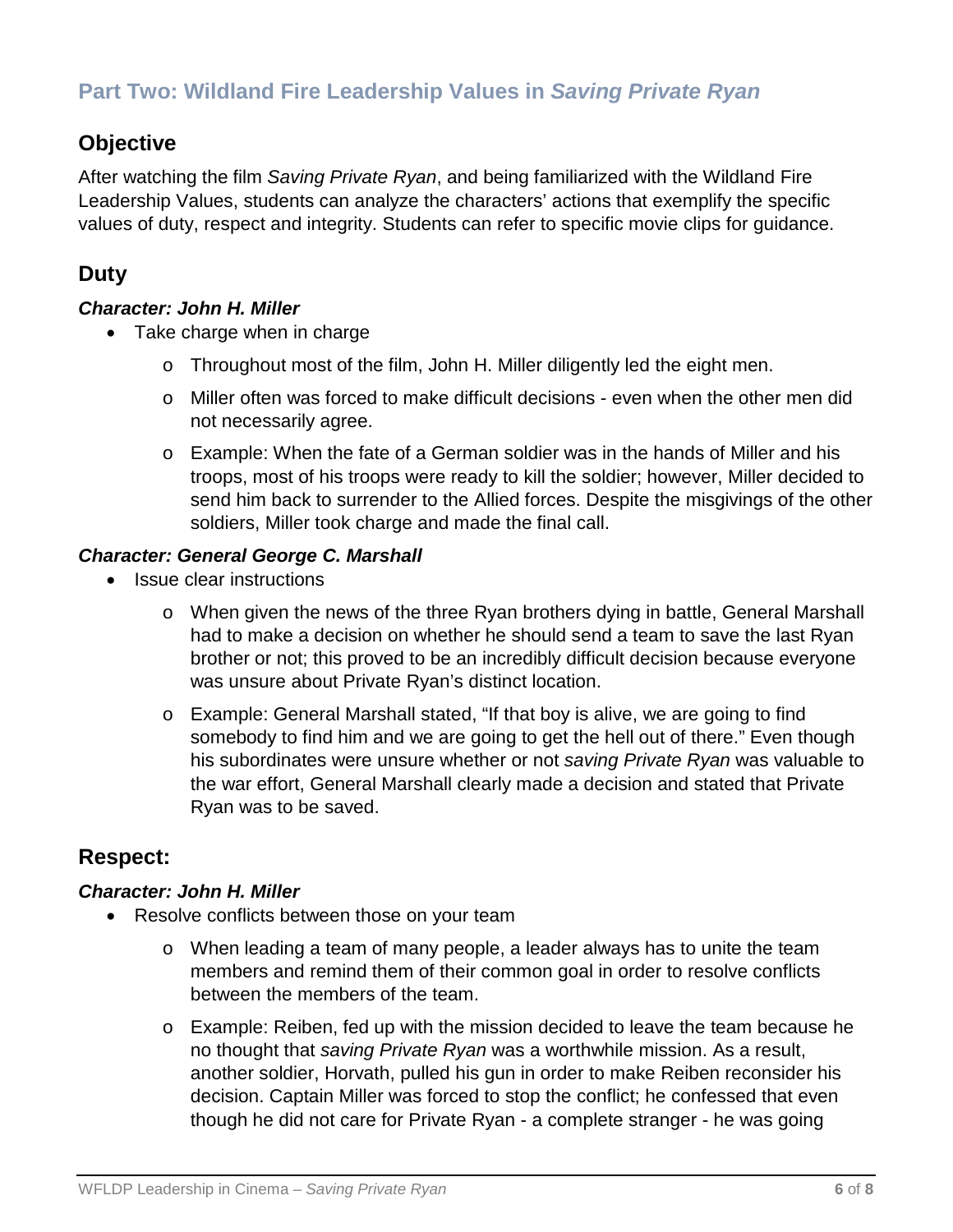## Part Two: Wildland Fire Leadership Values in *Saving Private Ryan*

### Objective

After watching the film *Saving Private Ryan*, and being familiarized with the Wildland Fire Leadership Values, students can analyze the characters' actions that exemplify the specific values of duty, respect and integrity. Students can refer to specific movie clips for guidance.

### Duty

***Character: John H. Miller***

- Take charge when in charge
  - Throughout most of the film, John H. Miller diligently led the eight men.
  - Miller often was forced to make difficult decisions - even when the other men did not necessarily agree.
  - Example: When the fate of a German soldier was in the hands of Miller and his troops, most of his troops were ready to kill the soldier; however, Miller decided to send him back to surrender to the Allied forces. Despite the misgivings of the other soldiers, Miller took charge and made the final call.

***Character: General George C. Marshall***

- Issue clear instructions
  - When given the news of the three Ryan brothers dying in battle, General Marshall had to make a decision on whether he should send a team to save the last Ryan brother or not; this proved to be an incredibly difficult decision because everyone was unsure about Private Ryan's distinct location.
  - Example: General Marshall stated, "If that boy is alive, we are going to find somebody to find him and we are going to get the hell out of there." Even though his subordinates were unsure whether or not *saving Private Ryan* was valuable to the war effort, General Marshall clearly made a decision and stated that Private Ryan was to be saved.

### Respect:

***Character: John H. Miller***

- Resolve conflicts between those on your team
  - When leading a team of many people, a leader always has to unite the team members and remind them of their common goal in order to resolve conflicts between the members of the team.
  - Example: Reiben, fed up with the mission decided to leave the team because he no thought that *saving Private Ryan* was a worthwhile mission. As a result, another soldier, Horvath, pulled his gun in order to make Reiben reconsider his decision. Captain Miller was forced to stop the conflict; he confessed that even though he did not care for Private Ryan - a complete stranger - he was going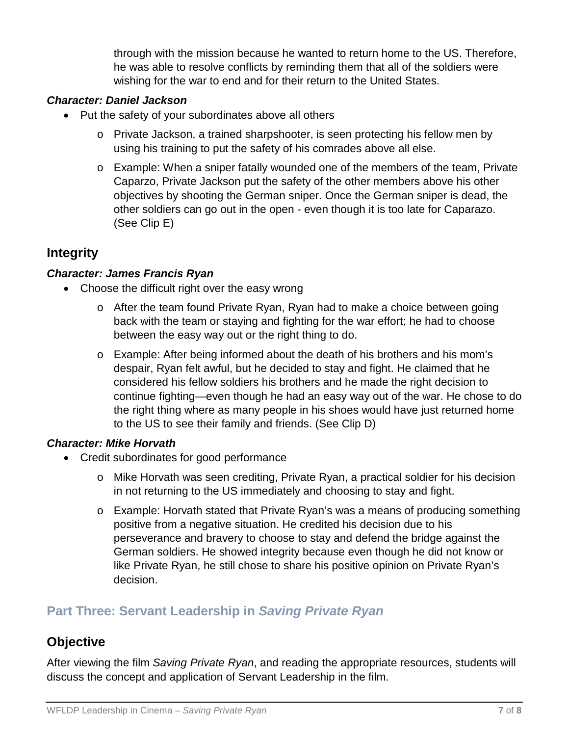through with the mission because he wanted to return home to the US. Therefore, he was able to resolve conflicts by reminding them that all of the soldiers were wishing for the war to end and for their return to the United States.

#### *Character: Daniel Jackson*

- Put the safety of your subordinates above all others
  - Private Jackson, a trained sharpshooter, is seen protecting his fellow men by using his training to put the safety of his comrades above all else.
  - Example: When a sniper fatally wounded one of the members of the team, Private Caparzo, Private Jackson put the safety of the other members above his other objectives by shooting the German sniper. Once the German sniper is dead, the other soldiers can go out in the open - even though it is too late for Caparazo. (See Clip E)

### Integrity

#### *Character: James Francis Ryan*

- Choose the difficult right over the easy wrong
  - After the team found Private Ryan, Ryan had to make a choice between going back with the team or staying and fighting for the war effort; he had to choose between the easy way out or the right thing to do.
  - Example: After being informed about the death of his brothers and his mom's despair, Ryan felt awful, but he decided to stay and fight. He claimed that he considered his fellow soldiers his brothers and he made the right decision to continue fighting—even though he had an easy way out of the war. He chose to do the right thing where as many people in his shoes would have just returned home to the US to see their family and friends. (See Clip D)

#### *Character: Mike Horvath*

- Credit subordinates for good performance
  - Mike Horvath was seen crediting, Private Ryan, a practical soldier for his decision in not returning to the US immediately and choosing to stay and fight.
  - Example: Horvath stated that Private Ryan's was a means of producing something positive from a negative situation. He credited his decision due to his perseverance and bravery to choose to stay and defend the bridge against the German soldiers. He showed integrity because even though he did not know or like Private Ryan, he still chose to share his positive opinion on Private Ryan's decision.

## Part Three: Servant Leadership in *Saving Private Ryan*

### Objective

After viewing the film *Saving Private Ryan*, and reading the appropriate resources, students will discuss the concept and application of Servant Leadership in the film.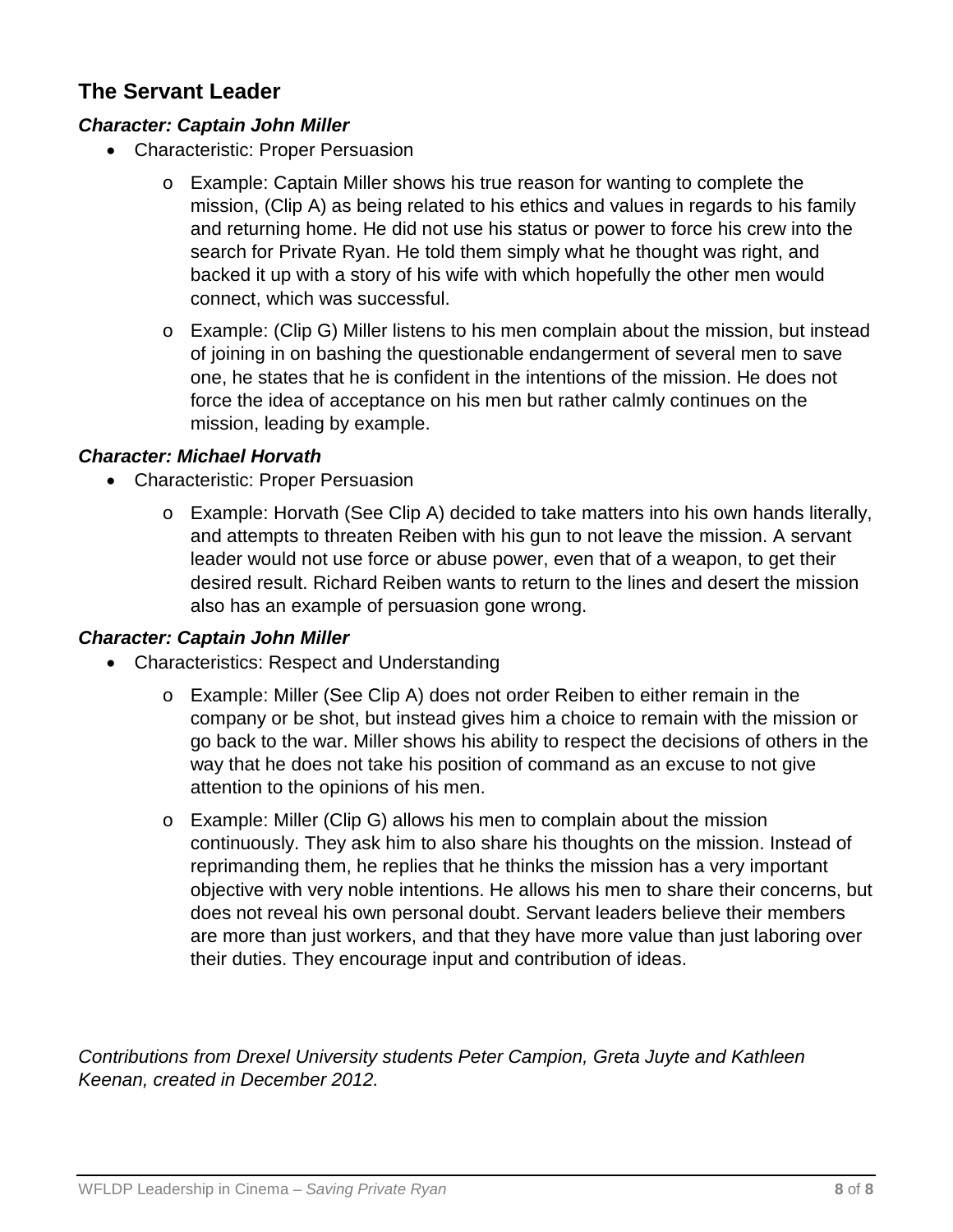## The Servant Leader

### *Character: Captain John Miller*

- Characteristic: Proper Persuasion
  - Example: Captain Miller shows his true reason for wanting to complete the mission, (Clip A) as being related to his ethics and values in regards to his family and returning home. He did not use his status or power to force his crew into the search for Private Ryan. He told them simply what he thought was right, and backed it up with a story of his wife with which hopefully the other men would connect, which was successful.
  - Example: (Clip G) Miller listens to his men complain about the mission, but instead of joining in on bashing the questionable endangerment of several men to save one, he states that he is confident in the intentions of the mission. He does not force the idea of acceptance on his men but rather calmly continues on the mission, leading by example.

### *Character: Michael Horvath*

- Characteristic: Proper Persuasion
  - Example: Horvath (See Clip A) decided to take matters into his own hands literally, and attempts to threaten Reiben with his gun to not leave the mission. A servant leader would not use force or abuse power, even that of a weapon, to get their desired result. Richard Reiben wants to return to the lines and desert the mission also has an example of persuasion gone wrong.

### *Character: Captain John Miller*

- Characteristics: Respect and Understanding
  - Example: Miller (See Clip A) does not order Reiben to either remain in the company or be shot, but instead gives him a choice to remain with the mission or go back to the war. Miller shows his ability to respect the decisions of others in the way that he does not take his position of command as an excuse to not give attention to the opinions of his men.
  - Example: Miller (Clip G) allows his men to complain about the mission continuously. They ask him to also share his thoughts on the mission. Instead of reprimanding them, he replies that he thinks the mission has a very important objective with very noble intentions. He allows his men to share their concerns, but does not reveal his own personal doubt. Servant leaders believe their members are more than just workers, and that they have more value than just laboring over their duties. They encourage input and contribution of ideas.

*Contributions from Drexel University students Peter Campion, Greta Juyte and Kathleen Keenan, created in December 2012.*